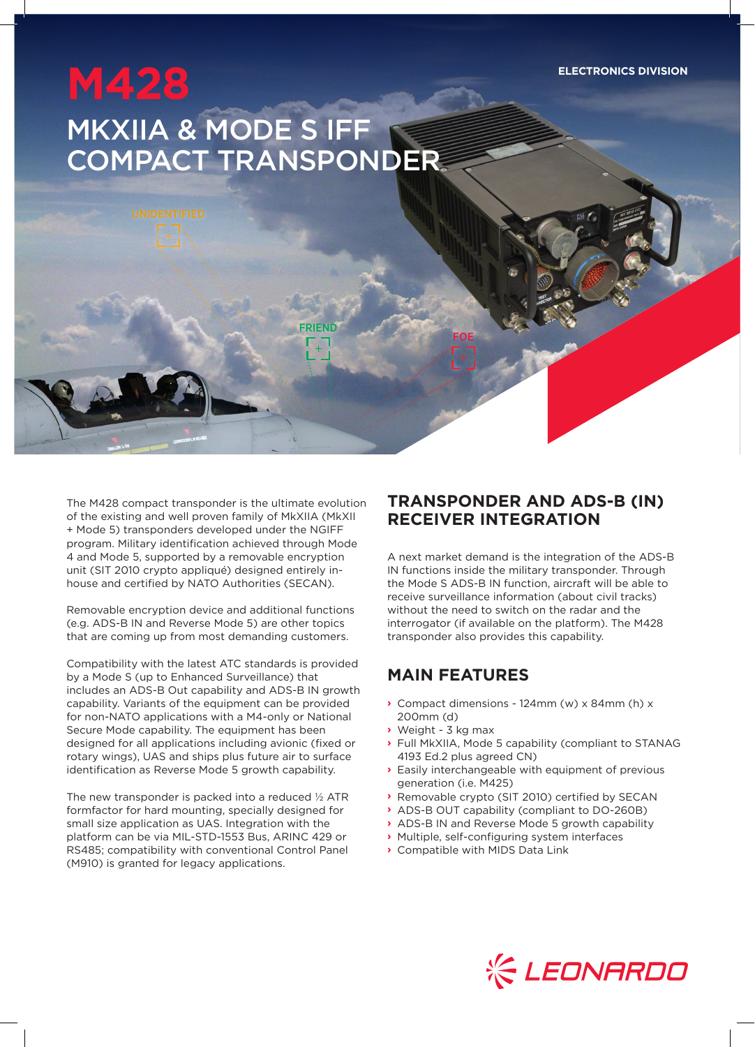ELECTRONICS DIVISION

# M428

## MKXIIA & MODE S IFF COMPACT TRANSPONDER

The M428 compact transponder is the ultimate evolution of the existing and well proven family of MkXIIA (MkXII + Mode 5) transponders developed under the NGIFF program. Military identification achieved through Mode 4 and Mode 5, supported by a removable encryption unit (SIT 2010 crypto appliqué) designed entirely in-house and certified by NATO Authorities (SECAN).

Removable encryption device and additional functions (e.g. ADS-B IN and Reverse Mode 5) are other topics that are coming up from most demanding customers.

Compatibility with the latest ATC standards is provided by a Mode S (up to Enhanced Surveillance) that includes an ADS-B Out capability and ADS-B IN growth capability. Variants of the equipment can be provided for non-NATO applications with a M4-only or National Secure Mode capability. The equipment has been designed for all applications including avionic (fixed or rotary wings), UAS and ships plus future air to surface identification as Reverse Mode 5 growth capability.

The new transponder is packed into a reduced ½ ATR formfactor for hard mounting, specially designed for small size application as UAS. Integration with the platform can be via MIL-STD-1553 Bus, ARINC 429 or RS485; compatibility with conventional Control Panel (M910) is granted for legacy applications.

## TRANSPONDER AND ADS-B (IN) RECEIVER INTEGRATION

A next market demand is the integration of the ADS-B IN functions inside the military transponder. Through the Mode S ADS-B IN function, aircraft will be able to receive surveillance information (about civil tracks) without the need to switch on the radar and the interrogator (if available on the platform). The M428 transponder also provides this capability.

## MAIN FEATURES

- Compact dimensions - 124mm (w) x 84mm (h) x 200mm (d)
- Weight - 3 kg max
- Full MkXIIA, Mode 5 capability (compliant to STANAG 4193 Ed.2 plus agreed CN)
- Easily interchangeable with equipment of previous generation (i.e. M425)
- Removable crypto (SIT 2010) certified by SECAN
- ADS-B OUT capability (compliant to DO-260B)
- ADS-B IN and Reverse Mode 5 growth capability
- Multiple, self-configuring system interfaces
- Compatible with MIDS Data Link

LEONARDO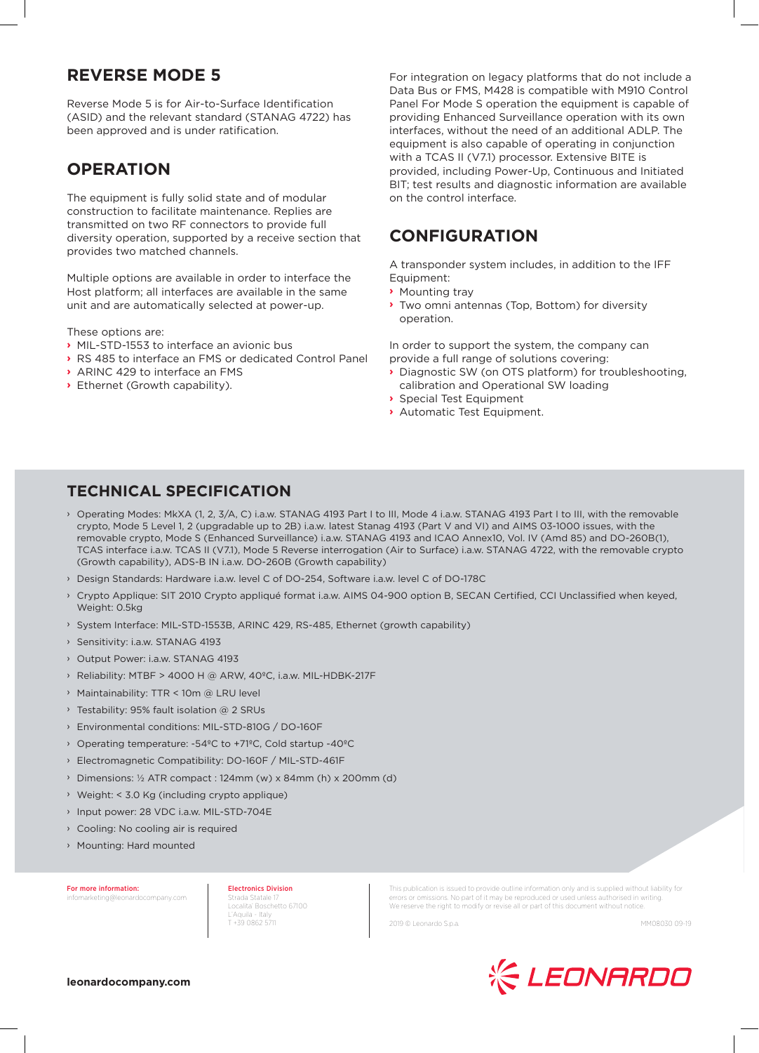## REVERSE MODE 5

Reverse Mode 5 is for Air-to-Surface Identification (ASID) and the relevant standard (STANAG 4722) has been approved and is under ratification.

## OPERATION

The equipment is fully solid state and of modular construction to facilitate maintenance. Replies are transmitted on two RF connectors to provide full diversity operation, supported by a receive section that provides two matched channels.

Multiple options are available in order to interface the Host platform; all interfaces are available in the same unit and are automatically selected at power-up.

These options are:

- MIL-STD-1553 to interface an avionic bus
- RS 485 to interface an FMS or dedicated Control Panel
- ARINC 429 to interface an FMS
- Ethernet (Growth capability).

For integration on legacy platforms that do not include a Data Bus or FMS, M428 is compatible with M910 Control Panel For Mode S operation the equipment is capable of providing Enhanced Surveillance operation with its own interfaces, without the need of an additional ADLP. The equipment is also capable of operating in conjunction with a TCAS II (V7.1) processor. Extensive BITE is provided, including Power-Up, Continuous and Initiated BIT; test results and diagnostic information are available on the control interface.

## CONFIGURATION

A transponder system includes, in addition to the IFF Equipment:

- Mounting tray
- Two omni antennas (Top, Bottom) for diversity operation.

In order to support the system, the company can provide a full range of solutions covering:

- Diagnostic SW (on OTS platform) for troubleshooting, calibration and Operational SW loading
- Special Test Equipment
- Automatic Test Equipment.

## TECHNICAL SPECIFICATION

- Operating Modes: MkXA (1, 2, 3/A, C) i.a.w. STANAG 4193 Part I to III, Mode 4 i.a.w. STANAG 4193 Part I to III, with the removable crypto, Mode 5 Level 1, 2 (upgradable up to 2B) i.a.w. latest Stanag 4193 (Part V and VI) and AIMS 03-1000 issues, with the removable crypto, Mode S (Enhanced Surveillance) i.a.w. STANAG 4193 and ICAO Annex10, Vol. IV (Amd 85) and DO-260B(1), TCAS interface i.a.w. TCAS II (V7.1), Mode 5 Reverse interrogation (Air to Surface) i.a.w. STANAG 4722, with the removable crypto (Growth capability), ADS-B IN i.a.w. DO-260B (Growth capability)
- Design Standards: Hardware i.a.w. level C of DO-254, Software i.a.w. level C of DO-178C
- Crypto Applique: SIT 2010 Crypto appliqué format i.a.w. AIMS 04-900 option B, SECAN Certified, CCI Unclassified when keyed, Weight: 0.5kg
- System Interface: MIL-STD-1553B, ARINC 429, RS-485, Ethernet (growth capability)
- Sensitivity: i.a.w. STANAG 4193
- Output Power: i.a.w. STANAG 4193
- Reliability: MTBF > 4000 H @ ARW, 40ºC, i.a.w. MIL-HDBK-217F
- Maintainability: TTR < 10m @ LRU level
- Testability: 95% fault isolation @ 2 SRUs
- Environmental conditions: MIL-STD-810G / DO-160F
- Operating temperature: -54ºC to +71ºC, Cold startup -40ºC
- Electromagnetic Compatibility: DO-160F / MIL-STD-461F
- Dimensions: ½ ATR compact : 124mm (w) x 84mm (h) x 200mm (d)
- Weight: < 3.0 Kg (including crypto applique)
- Input power: 28 VDC i.a.w. MIL-STD-704E
- Cooling: No cooling air is required
- Mounting: Hard mounted

**For more information:**
infomarketing@leonardocompany.com

**Electronics Division**
Strada Statale 17
Localita' Boschetto 67100
L'Aquila - Italy
T +39 0862 5711

This publication is issued to provide outline information only and is supplied without liability for errors or omissions. No part of it may be reproduced or used unless authorised in writing. We reserve the right to modify or revise all or part of this document without notice.

2019 © Leonardo S.p.a.

MM08030 09-19

**leonardocompany.com**

LEONARDO